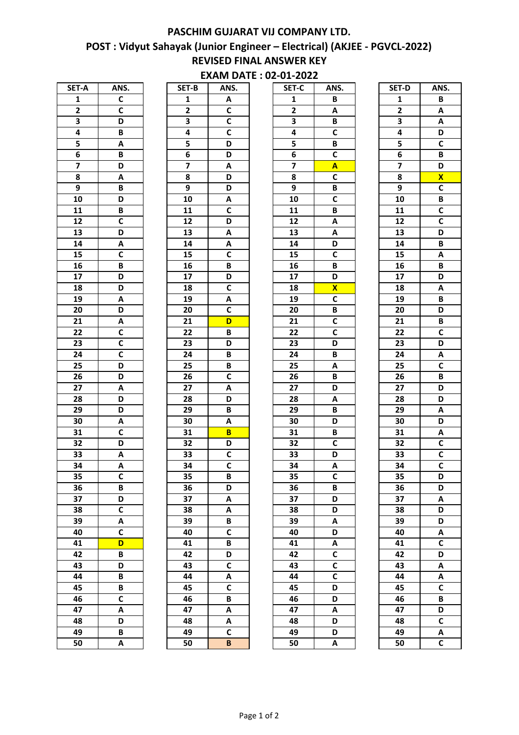# PASCHIM GUJARAT VIJ COMPANY LTD.

## POST : Vidyut Sahayak (Junior Engineer – Electrical) (AKJEE - PGVCL-2022)

## REVISED FINAL ANSWER KEY

### EXAM DATE : 02-01-2022

| SET-A | ANS. | SET-B | ANS. | SET-C | ANS. | SET-D | ANS. |
|---|---|---|---|---|---|---|---|
| 1 | C | 1 | A | 1 | B | 1 | B |
| 2 | C | 2 | C | 2 | A | 2 | A |
| 3 | D | 3 | C | 3 | B | 3 | A |
| 4 | B | 4 | C | 4 | C | 4 | D |
| 5 | A | 5 | D | 5 | B | 5 | C |
| 6 | B | 6 | D | 6 | C | 6 | B |
| 7 | D | 7 | A | 7 | A | 7 | D |
| 8 | A | 8 | D | 8 | C | 8 | X |
| 9 | B | 9 | D | 9 | B | 9 | C |
| 10 | D | 10 | A | 10 | C | 10 | B |
| 11 | B | 11 | C | 11 | B | 11 | C |
| 12 | C | 12 | D | 12 | A | 12 | C |
| 13 | D | 13 | A | 13 | A | 13 | D |
| 14 | A | 14 | A | 14 | D | 14 | B |
| 15 | C | 15 | C | 15 | C | 15 | A |
| 16 | B | 16 | B | 16 | B | 16 | B |
| 17 | D | 17 | D | 17 | D | 17 | D |
| 18 | D | 18 | C | 18 | X | 18 | A |
| 19 | A | 19 | A | 19 | C | 19 | B |
| 20 | D | 20 | C | 20 | B | 20 | D |
| 21 | A | 21 | D | 21 | C | 21 | B |
| 22 | C | 22 | B | 22 | C | 22 | C |
| 23 | C | 23 | D | 23 | D | 23 | D |
| 24 | C | 24 | B | 24 | B | 24 | A |
| 25 | D | 25 | B | 25 | A | 25 | C |
| 26 | D | 26 | C | 26 | B | 26 | B |
| 27 | A | 27 | A | 27 | D | 27 | D |
| 28 | D | 28 | D | 28 | A | 28 | D |
| 29 | D | 29 | B | 29 | B | 29 | A |
| 30 | A | 30 | A | 30 | D | 30 | D |
| 31 | C | 31 | B | 31 | B | 31 | A |
| 32 | D | 32 | D | 32 | C | 32 | C |
| 33 | A | 33 | C | 33 | D | 33 | C |
| 34 | A | 34 | C | 34 | A | 34 | C |
| 35 | C | 35 | B | 35 | C | 35 | D |
| 36 | B | 36 | D | 36 | B | 36 | D |
| 37 | D | 37 | A | 37 | D | 37 | A |
| 38 | C | 38 | A | 38 | D | 38 | D |
| 39 | A | 39 | B | 39 | A | 39 | D |
| 40 | C | 40 | C | 40 | D | 40 | A |
| 41 | D | 41 | B | 41 | A | 41 | C |
| 42 | B | 42 | D | 42 | C | 42 | D |
| 43 | D | 43 | C | 43 | C | 43 | A |
| 44 | B | 44 | A | 44 | C | 44 | A |
| 45 | B | 45 | C | 45 | D | 45 | C |
| 46 | C | 46 | B | 46 | D | 46 | B |
| 47 | A | 47 | A | 47 | A | 47 | D |
| 48 | D | 48 | A | 48 | D | 48 | C |
| 49 | B | 49 | C | 49 | D | 49 | A |
| 50 | A | 50 | B | 50 | A | 50 | C |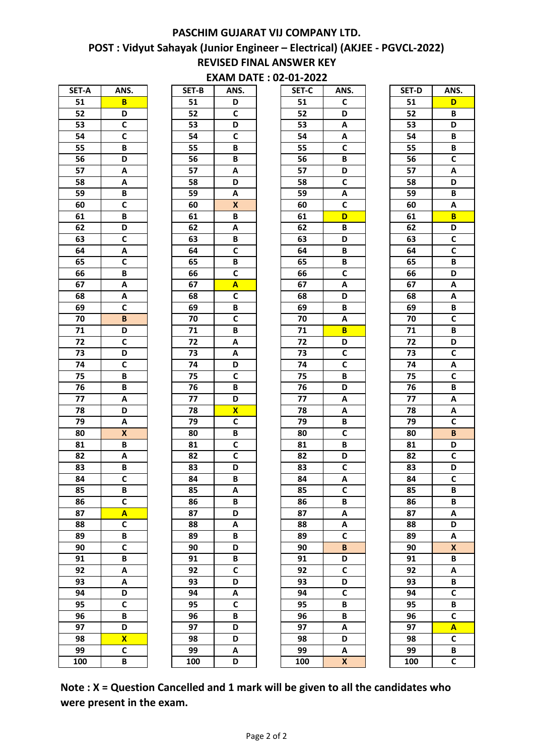# PASCHIM GUJARAT VIJ COMPANY LTD.

## POST : Vidyut Sahayak (Junior Engineer – Electrical) (AKJEE - PGVCL-2022)

## REVISED FINAL ANSWER KEY

### EXAM DATE : 02-01-2022

| SET-A | ANS. | SET-B | ANS. | SET-C | ANS. | SET-D | ANS. |
|---|---|---|---|---|---|---|---|
| 51 | B | 51 | D | 51 | C | 51 | D |
| 52 | D | 52 | C | 52 | D | 52 | B |
| 53 | C | 53 | D | 53 | A | 53 | D |
| 54 | C | 54 | C | 54 | A | 54 | B |
| 55 | B | 55 | B | 55 | C | 55 | B |
| 56 | D | 56 | B | 56 | B | 56 | C |
| 57 | A | 57 | A | 57 | D | 57 | A |
| 58 | A | 58 | D | 58 | C | 58 | D |
| 59 | B | 59 | A | 59 | A | 59 | B |
| 60 | C | 60 | X | 60 | C | 60 | A |
| 61 | B | 61 | B | 61 | D | 61 | B |
| 62 | D | 62 | A | 62 | B | 62 | D |
| 63 | C | 63 | B | 63 | D | 63 | C |
| 64 | A | 64 | C | 64 | B | 64 | C |
| 65 | C | 65 | B | 65 | B | 65 | B |
| 66 | B | 66 | C | 66 | C | 66 | D |
| 67 | A | 67 | A | 67 | A | 67 | A |
| 68 | A | 68 | C | 68 | D | 68 | A |
| 69 | C | 69 | B | 69 | B | 69 | B |
| 70 | B | 70 | C | 70 | A | 70 | C |
| 71 | D | 71 | B | 71 | B | 71 | B |
| 72 | C | 72 | A | 72 | D | 72 | D |
| 73 | D | 73 | A | 73 | C | 73 | C |
| 74 | C | 74 | D | 74 | C | 74 | A |
| 75 | B | 75 | C | 75 | B | 75 | C |
| 76 | B | 76 | B | 76 | D | 76 | B |
| 77 | A | 77 | D | 77 | A | 77 | A |
| 78 | D | 78 | X | 78 | A | 78 | A |
| 79 | A | 79 | C | 79 | B | 79 | C |
| 80 | X | 80 | B | 80 | C | 80 | B |
| 81 | B | 81 | C | 81 | B | 81 | D |
| 82 | A | 82 | C | 82 | D | 82 | C |
| 83 | B | 83 | D | 83 | C | 83 | D |
| 84 | C | 84 | B | 84 | A | 84 | C |
| 85 | B | 85 | A | 85 | C | 85 | B |
| 86 | C | 86 | B | 86 | B | 86 | B |
| 87 | A | 87 | D | 87 | A | 87 | A |
| 88 | C | 88 | A | 88 | A | 88 | D |
| 89 | B | 89 | B | 89 | C | 89 | A |
| 90 | C | 90 | D | 90 | B | 90 | X |
| 91 | B | 91 | B | 91 | D | 91 | B |
| 92 | A | 92 | C | 92 | C | 92 | A |
| 93 | A | 93 | D | 93 | D | 93 | B |
| 94 | D | 94 | A | 94 | C | 94 | C |
| 95 | C | 95 | C | 95 | B | 95 | B |
| 96 | B | 96 | B | 96 | B | 96 | C |
| 97 | D | 97 | D | 97 | A | 97 | A |
| 98 | X | 98 | D | 98 | D | 98 | C |
| 99 | C | 99 | A | 99 | A | 99 | B |
| 100 | B | 100 | D | 100 | X | 100 | C |

**Note : X = Question Cancelled and 1 mark will be given to all the candidates who were present in the exam.**